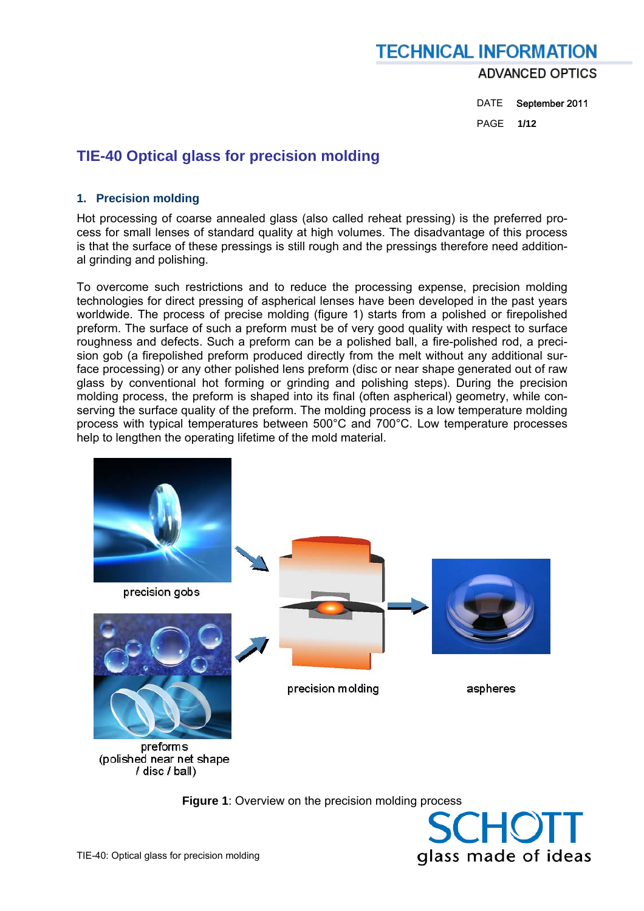# TIE-40 Optical glass for precision molding

## 1. Precision molding

Hot processing of coarse annealed glass (also called reheat pressing) is the preferred process for small lenses of standard quality at high volumes. The disadvantage of this process is that the surface of these pressings is still rough and the pressings therefore need additional grinding and polishing.

To overcome such restrictions and to reduce the processing expense, precision molding technologies for direct pressing of aspherical lenses have been developed in the past years worldwide. The process of precise molding (figure 1) starts from a polished or firepolished preform. The surface of such a preform must be of very good quality with respect to surface roughness and defects. Such a preform can be a polished ball, a fire-polished rod, a precision gob (a firepolished preform produced directly from the melt without any additional surface processing) or any other polished lens preform (disc or near shape generated out of raw glass by conventional hot forming or grinding and polishing steps). During the precision molding process, the preform is shaped into its final (often aspherical) geometry, while conserving the surface quality of the preform. The molding process is a low temperature molding process with typical temperatures between 500°C and 700°C. Low temperature processes help to lengthen the operating lifetime of the mold material.

precision gobs

preforms
(polished near net shape / disc / ball)

precision molding

aspheres

**Figure 1**: Overview on the precision molding process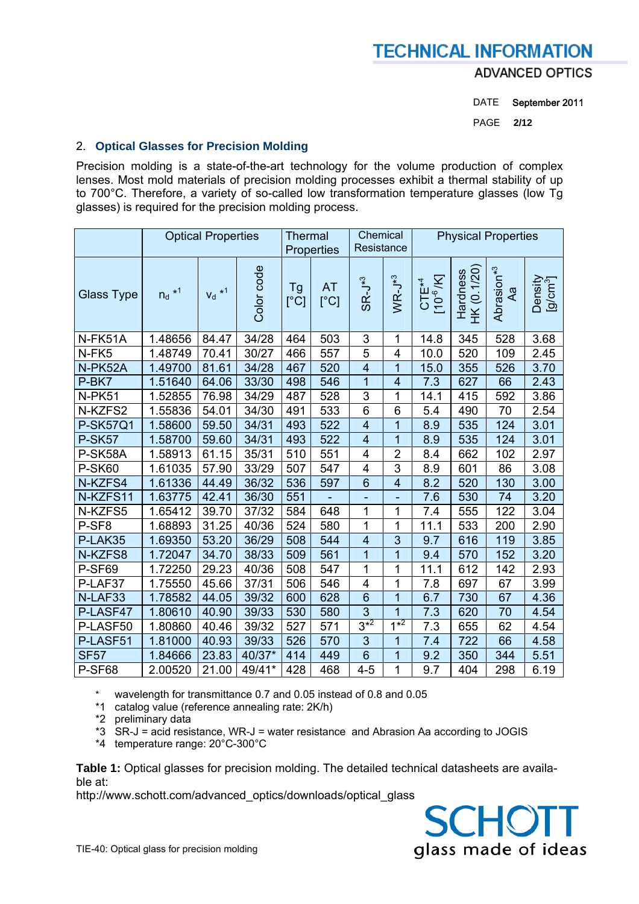## 2. Optical Glasses for Precision Molding

Precision molding is a state-of-the-art technology for the volume production of complex lenses. Most mold materials of precision molding processes exhibit a thermal stability of up to 700°C. Therefore, a variety of so-called low transformation temperature glasses (low Tg glasses) is required for the precision molding process.

| | Optical Properties | | | Thermal Properties | | Chemical Resistance | | Physical Properties | | | |
|---|---|---|---|---|---|---|---|---|---|---|---|
| Glass Type | $n_d$ *1 | $v_d$ *1 | Color code | Tg [°C] | AT [°C] | SR-J*3 | WR-J*3 | CTE*4 [$10^{-6}$/K] | Hardness HK (0.1/20) | Abrasion*3 Aa | Density [g/cm³] |
| N-FK51A | 1.48656 | 84.47 | 34/28 | 464 | 503 | 3 | 1 | 14.8 | 345 | 528 | 3.68 |
| N-FK5 | 1.48749 | 70.41 | 30/27 | 466 | 557 | 5 | 4 | 10.0 | 520 | 109 | 2.45 |
| N-PK52A | 1.49700 | 81.61 | 34/28 | 467 | 520 | 4 | 1 | 15.0 | 355 | 526 | 3.70 |
| P-BK7 | 1.51640 | 64.06 | 33/30 | 498 | 546 | 1 | 4 | 7.3 | 627 | 66 | 2.43 |
| N-PK51 | 1.52855 | 76.98 | 34/29 | 487 | 528 | 3 | 1 | 14.1 | 415 | 592 | 3.86 |
| N-KZFS2 | 1.55836 | 54.01 | 34/30 | 491 | 533 | 6 | 6 | 5.4 | 490 | 70 | 2.54 |
| P-SK57Q1 | 1.58600 | 59.50 | 34/31 | 493 | 522 | 4 | 1 | 8.9 | 535 | 124 | 3.01 |
| P-SK57 | 1.58700 | 59.60 | 34/31 | 493 | 522 | 4 | 1 | 8.9 | 535 | 124 | 3.01 |
| P-SK58A | 1.58913 | 61.15 | 35/31 | 510 | 551 | 4 | 2 | 8.4 | 662 | 102 | 2.97 |
| P-SK60 | 1.61035 | 57.90 | 33/29 | 507 | 547 | 4 | 3 | 8.9 | 601 | 86 | 3.08 |
| N-KZFS4 | 1.61336 | 44.49 | 36/32 | 536 | 597 | 6 | 4 | 8.2 | 520 | 130 | 3.00 |
| N-KZFS11 | 1.63775 | 42.41 | 36/30 | 551 | - | - | - | 7.6 | 530 | 74 | 3.20 |
| N-KZFS5 | 1.65412 | 39.70 | 37/32 | 584 | 648 | 1 | 1 | 7.4 | 555 | 122 | 3.04 |
| P-SF8 | 1.68893 | 31.25 | 40/36 | 524 | 580 | 1 | 1 | 11.1 | 533 | 200 | 2.90 |
| P-LAK35 | 1.69350 | 53.20 | 36/29 | 508 | 544 | 4 | 3 | 9.7 | 616 | 119 | 3.85 |
| N-KZFS8 | 1.72047 | 34.70 | 38/33 | 509 | 561 | 1 | 1 | 9.4 | 570 | 152 | 3.20 |
| P-SF69 | 1.72250 | 29.23 | 40/36 | 508 | 547 | 1 | 1 | 11.1 | 612 | 142 | 2.93 |
| P-LAF37 | 1.75550 | 45.66 | 37/31 | 506 | 546 | 4 | 1 | 7.8 | 697 | 67 | 3.99 |
| N-LAF33 | 1.78582 | 44.05 | 39/32 | 600 | 628 | 6 | 1 | 6.7 | 730 | 67 | 4.36 |
| P-LASF47 | 1.80610 | 40.90 | 39/33 | 530 | 580 | 3 | 1 | 7.3 | 620 | 70 | 4.54 |
| P-LASF50 | 1.80860 | 40.46 | 39/32 | 527 | 571 | 3*2 | 1*2 | 7.3 | 655 | 62 | 4.54 |
| P-LASF51 | 1.81000 | 40.93 | 39/33 | 526 | 570 | 3 | 1 | 7.4 | 722 | 66 | 4.58 |
| SF57 | 1.84666 | 23.83 | 40/37* | 414 | 449 | 6 | 1 | 9.2 | 350 | 344 | 5.51 |
| P-SF68 | 2.00520 | 21.00 | 49/41* | 428 | 468 | 4-5 | 1 | 9.7 | 404 | 298 | 6.19 |

\* wavelength for transmittance 0.7 and 0.05 instead of 0.8 and 0.05
*1 catalog value (reference annealing rate: 2K/h)
*2 preliminary data
*3 SR-J = acid resistance, WR-J = water resistance and Abrasion Aa according to JOGIS
*4 temperature range: 20°C-300°C

**Table 1:** Optical glasses for precision molding. The detailed technical datasheets are available at:
http://www.schott.com/advanced_optics/downloads/optical_glass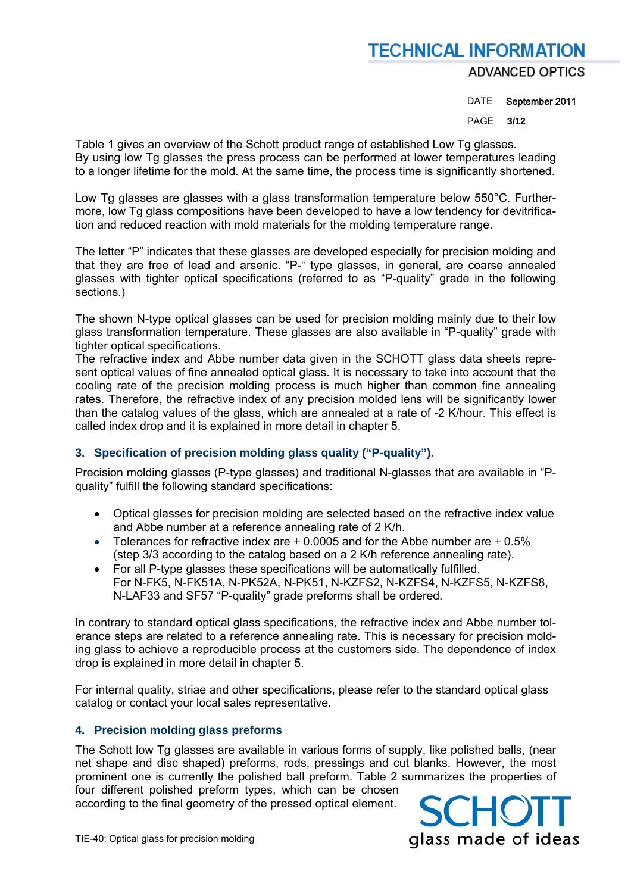Table 1 gives an overview of the Schott product range of established Low Tg glasses. By using low Tg glasses the press process can be performed at lower temperatures leading to a longer lifetime for the mold. At the same time, the process time is significantly shortened.

Low Tg glasses are glasses with a glass transformation temperature below 550°C. Furthermore, low Tg glass compositions have been developed to have a low tendency for devitrification and reduced reaction with mold materials for the molding temperature range.

The letter "P" indicates that these glasses are developed especially for precision molding and that they are free of lead and arsenic. "P-" type glasses, in general, are coarse annealed glasses with tighter optical specifications (referred to as "P-quality" grade in the following sections.)

The shown N-type optical glasses can be used for precision molding mainly due to their low glass transformation temperature. These glasses are also available in "P-quality" grade with tighter optical specifications.
The refractive index and Abbe number data given in the SCHOTT glass data sheets represent optical values of fine annealed optical glass. It is necessary to take into account that the cooling rate of the precision molding process is much higher than common fine annealing rates. Therefore, the refractive index of any precision molded lens will be significantly lower than the catalog values of the glass, which are annealed at a rate of -2 K/hour. This effect is called index drop and it is explained in more detail in chapter 5.

## 3. Specification of precision molding glass quality ("P-quality").

Precision molding glasses (P-type glasses) and traditional N-glasses that are available in "P-quality" fulfill the following standard specifications:

- Optical glasses for precision molding are selected based on the refractive index value and Abbe number at a reference annealing rate of 2 K/h.
- Tolerances for refractive index are $\pm$ 0.0005 and for the Abbe number are $\pm$ 0.5% (step 3/3 according to the catalog based on a 2 K/h reference annealing rate).
- For all P-type glasses these specifications will be automatically fulfilled.
  For N-FK5, N-FK51A, N-PK52A, N-PK51, N-KZFS2, N-KZFS4, N-KZFS5, N-KZFS8, N-LAF33 and SF57 "P-quality" grade preforms shall be ordered.

In contrary to standard optical glass specifications, the refractive index and Abbe number tolerance steps are related to a reference annealing rate. This is necessary for precision molding glass to achieve a reproducible process at the customers side. The dependence of index drop is explained in more detail in chapter 5.

For internal quality, striae and other specifications, please refer to the standard optical glass catalog or contact your local sales representative.

## 4. Precision molding glass preforms

The Schott low Tg glasses are available in various forms of supply, like polished balls, (near net shape and disc shaped) preforms, rods, pressings and cut blanks. However, the most prominent one is currently the polished ball preform. Table 2 summarizes the properties of four different polished preform types, which can be chosen according to the final geometry of the pressed optical element.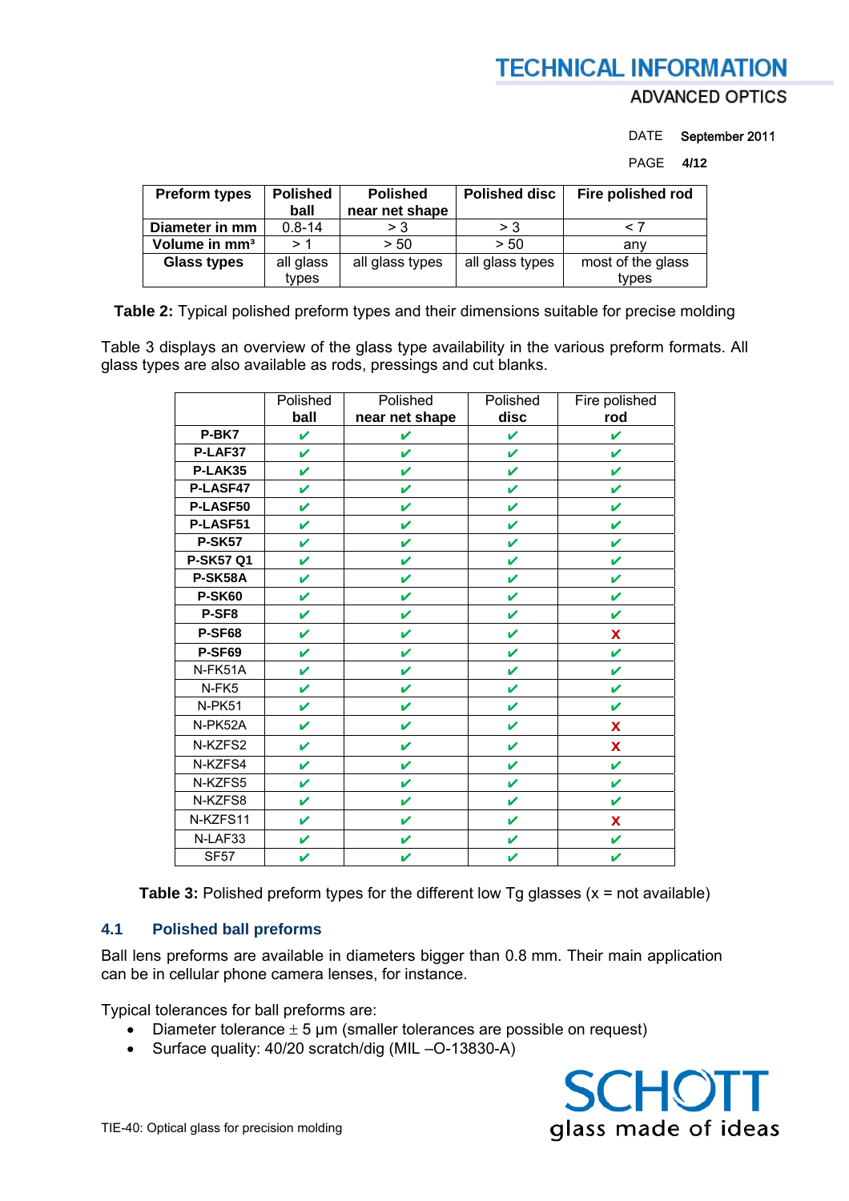| Preform types | Polished ball | Polished near net shape | Polished disc | Fire polished rod |
|---|---|---|---|---|
| Diameter in mm | 0.8-14 | > 3 | > 3 | < 7 |
| Volume in mm³ | > 1 | > 50 | > 50 | any |
| Glass types | all glass types | all glass types | all glass types | most of the glass types |

**Table 2:** Typical polished preform types and their dimensions suitable for precise molding

Table 3 displays an overview of the glass type availability in the various preform formats. All glass types are also available as rods, pressings and cut blanks.

| | Polished ball | Polished near net shape | Polished disc | Fire polished rod |
|---|---|---|---|---|
| **P-BK7** | ✔ | ✔ | ✔ | ✔ |
| **P-LAF37** | ✔ | ✔ | ✔ | ✔ |
| **P-LAK35** | ✔ | ✔ | ✔ | ✔ |
| **P-LASF47** | ✔ | ✔ | ✔ | ✔ |
| **P-LASF50** | ✔ | ✔ | ✔ | ✔ |
| **P-LASF51** | ✔ | ✔ | ✔ | ✔ |
| **P-SK57** | ✔ | ✔ | ✔ | ✔ |
| **P-SK57 Q1** | ✔ | ✔ | ✔ | ✔ |
| **P-SK58A** | ✔ | ✔ | ✔ | ✔ |
| **P-SK60** | ✔ | ✔ | ✔ | ✔ |
| **P-SF8** | ✔ | ✔ | ✔ | ✔ |
| **P-SF68** | ✔ | ✔ | ✔ | x |
| **P-SF69** | ✔ | ✔ | ✔ | ✔ |
| N-FK51A | ✔ | ✔ | ✔ | ✔ |
| N-FK5 | ✔ | ✔ | ✔ | ✔ |
| N-PK51 | ✔ | ✔ | ✔ | ✔ |
| N-PK52A | ✔ | ✔ | ✔ | x |
| N-KZFS2 | ✔ | ✔ | ✔ | x |
| N-KZFS4 | ✔ | ✔ | ✔ | ✔ |
| N-KZFS5 | ✔ | ✔ | ✔ | ✔ |
| N-KZFS8 | ✔ | ✔ | ✔ | ✔ |
| N-KZFS11 | ✔ | ✔ | ✔ | x |
| N-LAF33 | ✔ | ✔ | ✔ | ✔ |
| SF57 | ✔ | ✔ | ✔ | ✔ |

**Table 3:** Polished preform types for the different low Tg glasses (x = not available)

## 4.1 Polished ball preforms

Ball lens preforms are available in diameters bigger than 0.8 mm. Their main application can be in cellular phone camera lenses, for instance.

Typical tolerances for ball preforms are:

- Diameter tolerance $\pm$ 5 µm (smaller tolerances are possible on request)
- Surface quality: 40/20 scratch/dig (MIL –O-13830-A)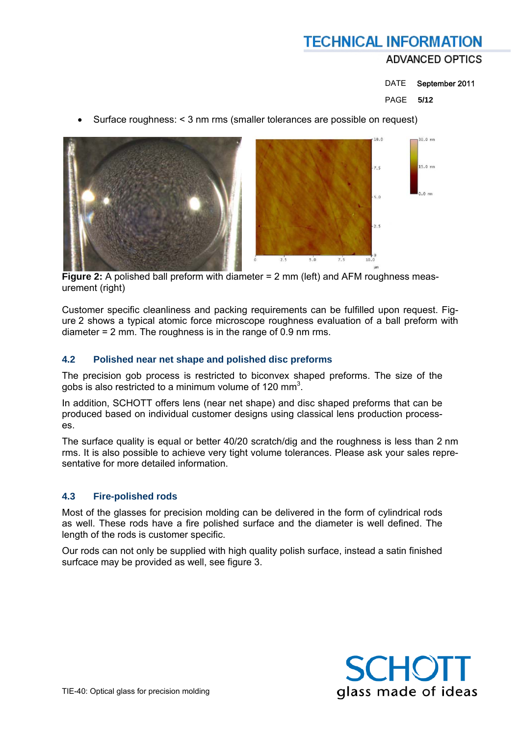- Surface roughness: < 3 nm rms (smaller tolerances are possible on request)

**Figure 2:** A polished ball preform with diameter = 2 mm (left) and AFM roughness measurement (right)

Customer specific cleanliness and packing requirements can be fulfilled upon request. Figure 2 shows a typical atomic force microscope roughness evaluation of a ball preform with diameter = 2 mm. The roughness is in the range of 0.9 nm rms.

### 4.2 Polished near net shape and polished disc preforms

The precision gob process is restricted to biconvex shaped preforms. The size of the gobs is also restricted to a minimum volume of 120 $mm^3$.

In addition, SCHOTT offers lens (near net shape) and disc shaped preforms that can be produced based on individual customer designs using classical lens production processes.

The surface quality is equal or better 40/20 scratch/dig and the roughness is less than 2 nm rms. It is also possible to achieve very tight volume tolerances. Please ask your sales representative for more detailed information.

### 4.3 Fire-polished rods

Most of the glasses for precision molding can be delivered in the form of cylindrical rods as well. These rods have a fire polished surface and the diameter is well defined. The length of the rods is customer specific.

Our rods can not only be supplied with high quality polish surface, instead a satin finished surfcace may be provided as well, see figure 3.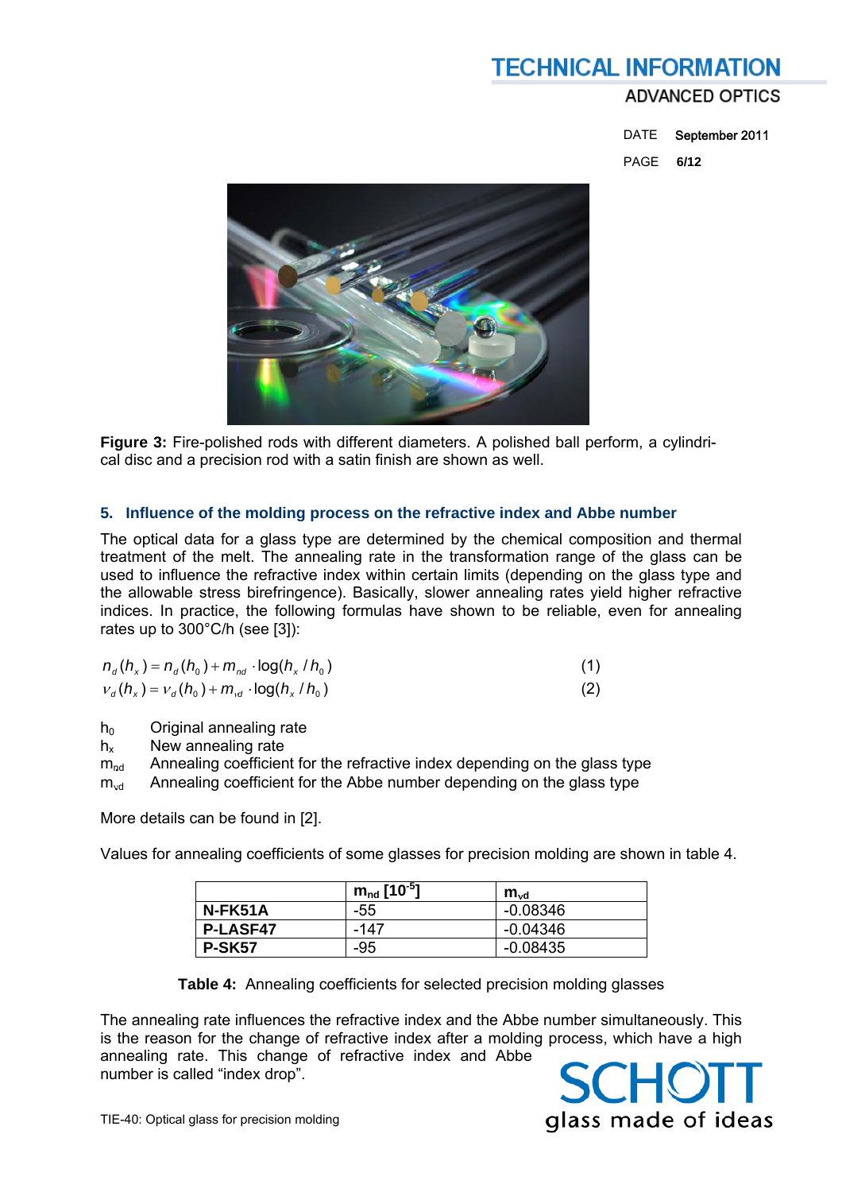**Figure 3:** Fire-polished rods with different diameters. A polished ball perform, a cylindrical disc and a precision rod with a satin finish are shown as well.

## 5. Influence of the molding process on the refractive index and Abbe number

The optical data for a glass type are determined by the chemical composition and thermal treatment of the melt. The annealing rate in the transformation range of the glass can be used to influence the refractive index within certain limits (depending on the glass type and the allowable stress birefringence). Basically, slower annealing rates yield higher refractive indices. In practice, the following formulas have shown to be reliable, even for annealing rates up to 300°C/h (see [3]):

$$n_d(h_x) = n_d(h_0) + m_{nd} \cdot \log(h_x / h_0) \quad (1)$$

$$\nu_d(h_x) = \nu_d(h_0) + m_{\nu d} \cdot \log(h_x / h_0) \quad (2)$$

- $h_0$ Original annealing rate
- $h_x$ New annealing rate
- $m_{nd}$ Annealing coefficient for the refractive index depending on the glass type
- $m_{\nu d}$ Annealing coefficient for the Abbe number depending on the glass type

More details can be found in [2].

Values for annealing coefficients of some glasses for precision molding are shown in table 4.

| | $m_{nd}$ [$10^{-5}$] | $m_{\nu d}$ |
|---|---|---|
| **N-FK51A** | -55 | -0.08346 |
| **P-LASF47** | -147 | -0.04346 |
| **P-SK57** | -95 | -0.08435 |

**Table 4:** Annealing coefficients for selected precision molding glasses

The annealing rate influences the refractive index and the Abbe number simultaneously. This is the reason for the change of refractive index after a molding process, which have a high annealing rate. This change of refractive index and Abbe number is called "index drop".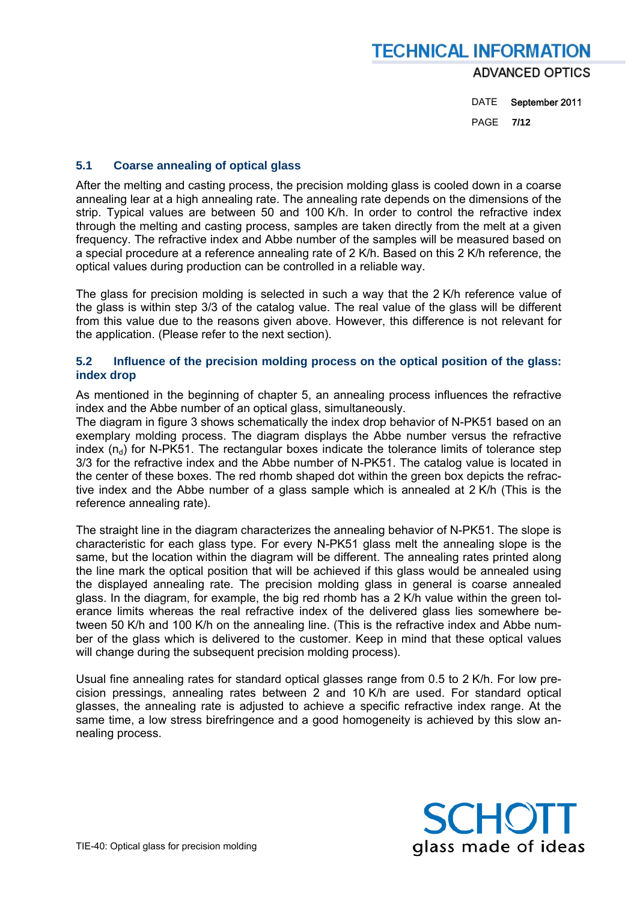## 5.1 Coarse annealing of optical glass

After the melting and casting process, the precision molding glass is cooled down in a coarse annealing lear at a high annealing rate. The annealing rate depends on the dimensions of the strip. Typical values are between 50 and 100 K/h. In order to control the refractive index through the melting and casting process, samples are taken directly from the melt at a given frequency. The refractive index and Abbe number of the samples will be measured based on a special procedure at a reference annealing rate of 2 K/h. Based on this 2 K/h reference, the optical values during production can be controlled in a reliable way.

The glass for precision molding is selected in such a way that the 2 K/h reference value of the glass is within step 3/3 of the catalog value. The real value of the glass will be different from this value due to the reasons given above. However, this difference is not relevant for the application. (Please refer to the next section).

## 5.2 Influence of the precision molding process on the optical position of the glass: index drop

As mentioned in the beginning of chapter 5, an annealing process influences the refractive index and the Abbe number of an optical glass, simultaneously.
The diagram in figure 3 shows schematically the index drop behavior of N-PK51 based on an exemplary molding process. The diagram displays the Abbe number versus the refractive index ($n_d$) for N-PK51. The rectangular boxes indicate the tolerance limits of tolerance step 3/3 for the refractive index and the Abbe number of N-PK51. The catalog value is located in the center of these boxes. The red rhomb shaped dot within the green box depicts the refractive index and the Abbe number of a glass sample which is annealed at 2 K/h (This is the reference annealing rate).

The straight line in the diagram characterizes the annealing behavior of N-PK51. The slope is characteristic for each glass type. For every N-PK51 glass melt the annealing slope is the same, but the location within the diagram will be different. The annealing rates printed along the line mark the optical position that will be achieved if this glass would be annealed using the displayed annealing rate. The precision molding glass in general is coarse annealed glass. In the diagram, for example, the big red rhomb has a 2 K/h value within the green tolerance limits whereas the real refractive index of the delivered glass lies somewhere between 50 K/h and 100 K/h on the annealing line. (This is the refractive index and Abbe number of the glass which is delivered to the customer. Keep in mind that these optical values will change during the subsequent precision molding process).

Usual fine annealing rates for standard optical glasses range from 0.5 to 2 K/h. For low precision pressings, annealing rates between 2 and 10 K/h are used. For standard optical glasses, the annealing rate is adjusted to achieve a specific refractive index range. At the same time, a low stress birefringence and a good homogeneity is achieved by this slow annealing process.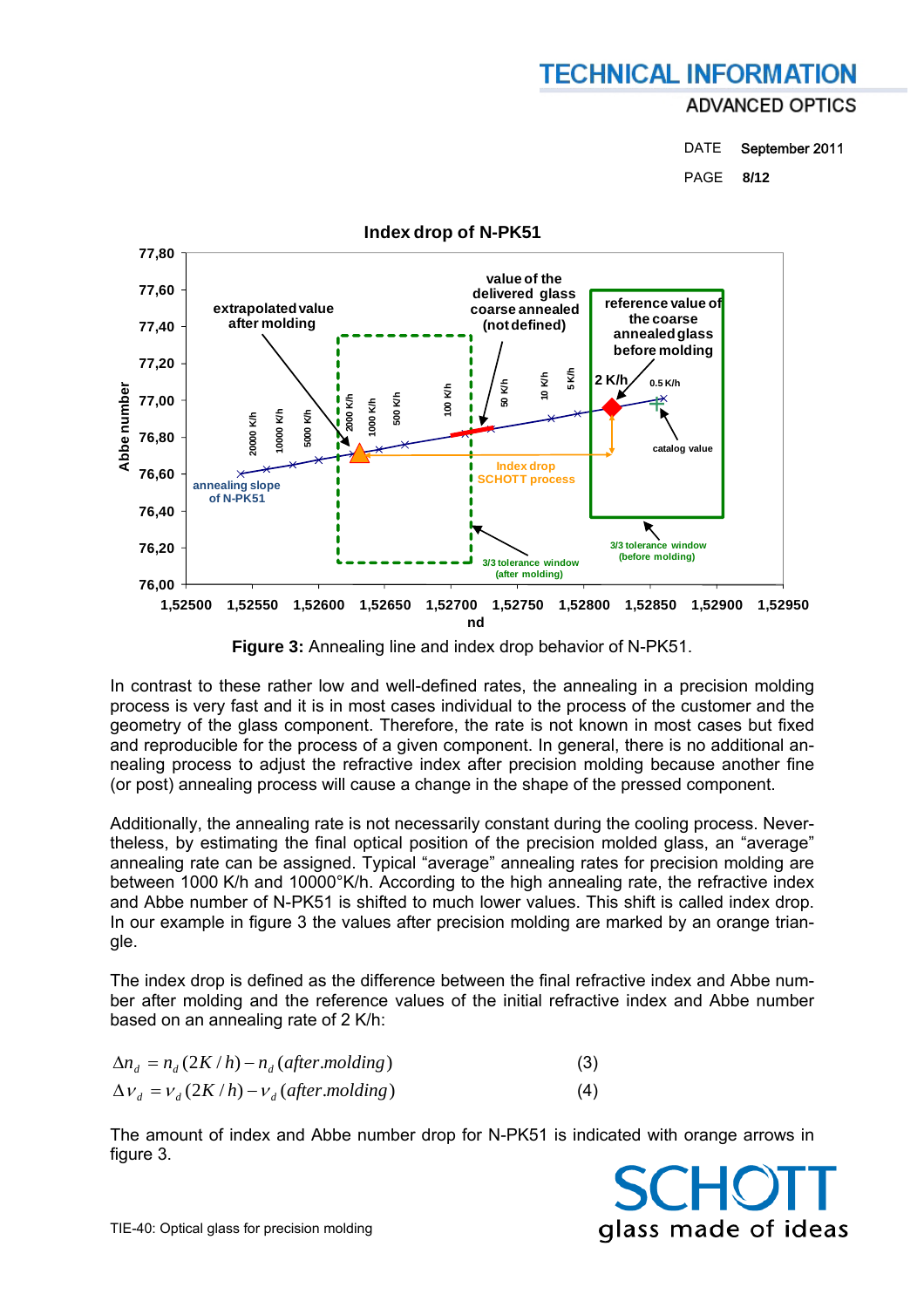Figure 3: Annealing line and index drop behavior of N-PK51.

In contrast to these rather low and well-defined rates, the annealing in a precision molding process is very fast and it is in most cases individual to the process of the customer and the geometry of the glass component. Therefore, the rate is not known in most cases but fixed and reproducible for the process of a given component. In general, there is no additional annealing process to adjust the refractive index after precision molding because another fine (or post) annealing process will cause a change in the shape of the pressed component.

Additionally, the annealing rate is not necessarily constant during the cooling process. Nevertheless, by estimating the final optical position of the precision molded glass, an “average” annealing rate can be assigned. Typical “average” annealing rates for precision molding are between 1000 K/h and 10000°K/h. According to the high annealing rate, the refractive index and Abbe number of N-PK51 is shifted to much lower values. This shift is called index drop. In our example in figure 3 the values after precision molding are marked by an orange triangle.

The index drop is defined as the difference between the final refractive index and Abbe number after molding and the reference values of the initial refractive index and Abbe number based on an annealing rate of 2 K/h:

$$\Delta n_d = n_d(2K/h) - n_d(after.molding) \quad (3)$$

$$\Delta \nu_d = \nu_d(2K/h) - \nu_d(after.molding) \quad (4)$$

The amount of index and Abbe number drop for N-PK51 is indicated with orange arrows in figure 3.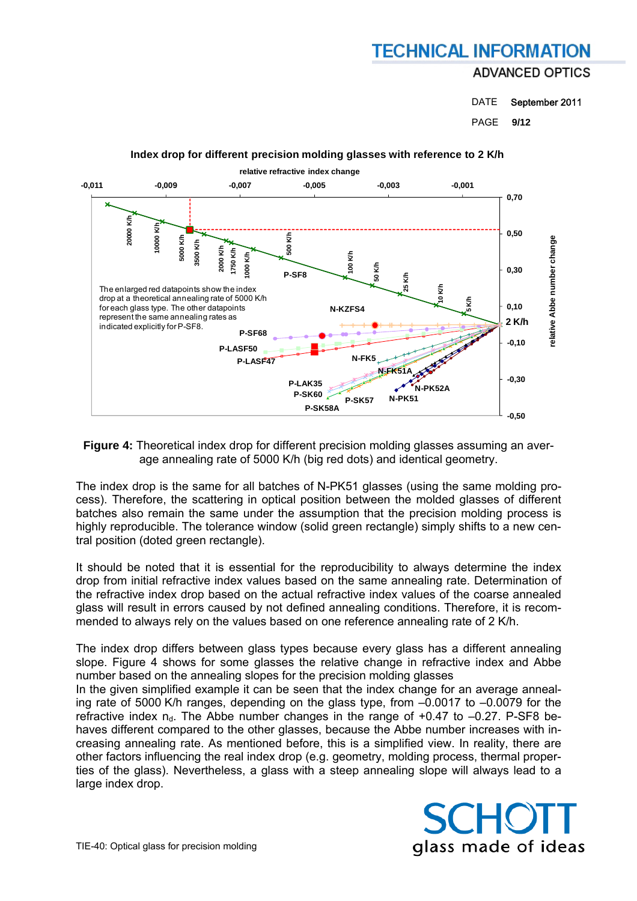**Index drop for different precision molding glasses with reference to 2 K/h**

**Figure 4:** Theoretical index drop for different precision molding glasses assuming an average annealing rate of 5000 K/h (big red dots) and identical geometry.

The index drop is the same for all batches of N-PK51 glasses (using the same molding process). Therefore, the scattering in optical position between the molded glasses of different batches also remain the same under the assumption that the precision molding process is highly reproducible. The tolerance window (solid green rectangle) simply shifts to a new central position (doted green rectangle).

It should be noted that it is essential for the reproducibility to always determine the index drop from initial refractive index values based on the same annealing rate. Determination of the refractive index drop based on the actual refractive index values of the coarse annealed glass will result in errors caused by not defined annealing conditions. Therefore, it is recommended to always rely on the values based on one reference annealing rate of 2 K/h.

The index drop differs between glass types because every glass has a different annealing slope. Figure 4 shows for some glasses the relative change in refractive index and Abbe number based on the annealing slopes for the precision molding glasses

In the given simplified example it can be seen that the index change for an average annealing rate of 5000 K/h ranges, depending on the glass type, from –0.0017 to –0.0079 for the refractive index $n_d$. The Abbe number changes in the range of +0.47 to –0.27. P-SF8 behaves different compared to the other glasses, because the Abbe number increases with increasing annealing rate. As mentioned before, this is a simplified view. In reality, there are other factors influencing the real index drop (e.g. geometry, molding process, thermal properties of the glass). Nevertheless, a glass with a steep annealing slope will always lead to a large index drop.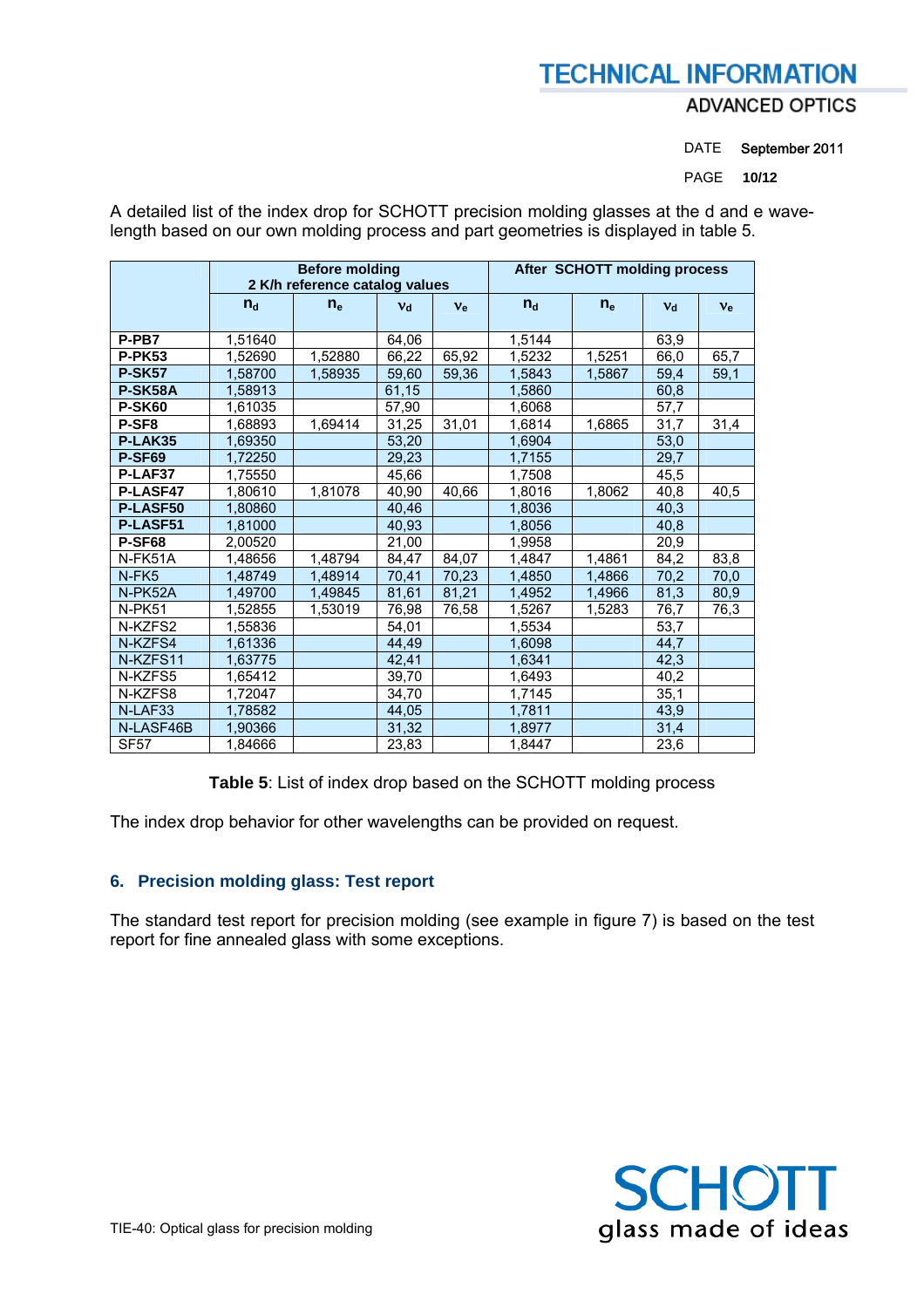A detailed list of the index drop for SCHOTT precision molding glasses at the d and e wavelength based on our own molding process and part geometries is displayed in table 5.

| | Before molding 2 K/h reference catalog values | | | | After SCHOTT molding process | | | |
|---|---|---|---|---|---|---|---|---|
| | $n_d$ | $n_e$ | $\nu_d$ | $\nu_e$ | $n_d$ | $n_e$ | $\nu_d$ | $\nu_e$ |
| **P-PB7** | 1,51640 | | 64,06 | | 1,5144 | | 63,9 | |
| **P-PK53** | 1,52690 | 1,52880 | 66,22 | 65,92 | 1,5232 | 1,5251 | 66,0 | 65,7 |
| **P-SK57** | 1,58700 | 1,58935 | 59,60 | 59,36 | 1,5843 | 1,5867 | 59,4 | 59,1 |
| **P-SK58A** | 1,58913 | | 61,15 | | 1,5860 | | 60,8 | |
| **P-SK60** | 1,61035 | | 57,90 | | 1,6068 | | 57,7 | |
| **P-SF8** | 1,68893 | 1,69414 | 31,25 | 31,01 | 1,6814 | 1,6865 | 31,7 | 31,4 |
| **P-LAK35** | 1,69350 | | 53,20 | | 1,6904 | | 53,0 | |
| **P-SF69** | 1,72250 | | 29,23 | | 1,7155 | | 29,7 | |
| **P-LAF37** | 1,75550 | | 45,66 | | 1,7508 | | 45,5 | |
| **P-LASF47** | 1,80610 | 1,81078 | 40,90 | 40,66 | 1,8016 | 1,8062 | 40,8 | 40,5 |
| **P-LASF50** | 1,80860 | | 40,46 | | 1,8036 | | 40,3 | |
| **P-LASF51** | 1,81000 | | 40,93 | | 1,8056 | | 40,8 | |
| **P-SF68** | 2,00520 | | 21,00 | | 1,9958 | | 20,9 | |
| N-FK51A | 1,48656 | 1,48794 | 84,47 | 84,07 | 1,4847 | 1,4861 | 84,2 | 83,8 |
| N-FK5 | 1,48749 | 1,48914 | 70,41 | 70,23 | 1,4850 | 1,4866 | 70,2 | 70,0 |
| N-PK52A | 1,49700 | 1,49845 | 81,61 | 81,21 | 1,4952 | 1,4966 | 81,3 | 80,9 |
| N-PK51 | 1,52855 | 1,53019 | 76,98 | 76,58 | 1,5267 | 1,5283 | 76,7 | 76,3 |
| N-KZFS2 | 1,55836 | | 54,01 | | 1,5534 | | 53,7 | |
| N-KZFS4 | 1,61336 | | 44,49 | | 1,6098 | | 44,7 | |
| N-KZFS11 | 1,63775 | | 42,41 | | 1,6341 | | 42,3 | |
| N-KZFS5 | 1,65412 | | 39,70 | | 1,6493 | | 40,2 | |
| N-KZFS8 | 1,72047 | | 34,70 | | 1,7145 | | 35,1 | |
| N-LAF33 | 1,78582 | | 44,05 | | 1,7811 | | 43,9 | |
| N-LASF46B | 1,90366 | | 31,32 | | 1,8977 | | 31,4 | |
| SF57 | 1,84666 | | 23,83 | | 1,8447 | | 23,6 | |

**Table 5**: List of index drop based on the SCHOTT molding process

The index drop behavior for other wavelengths can be provided on request.

## 6. Precision molding glass: Test report

The standard test report for precision molding (see example in figure 7) is based on the test report for fine annealed glass with some exceptions.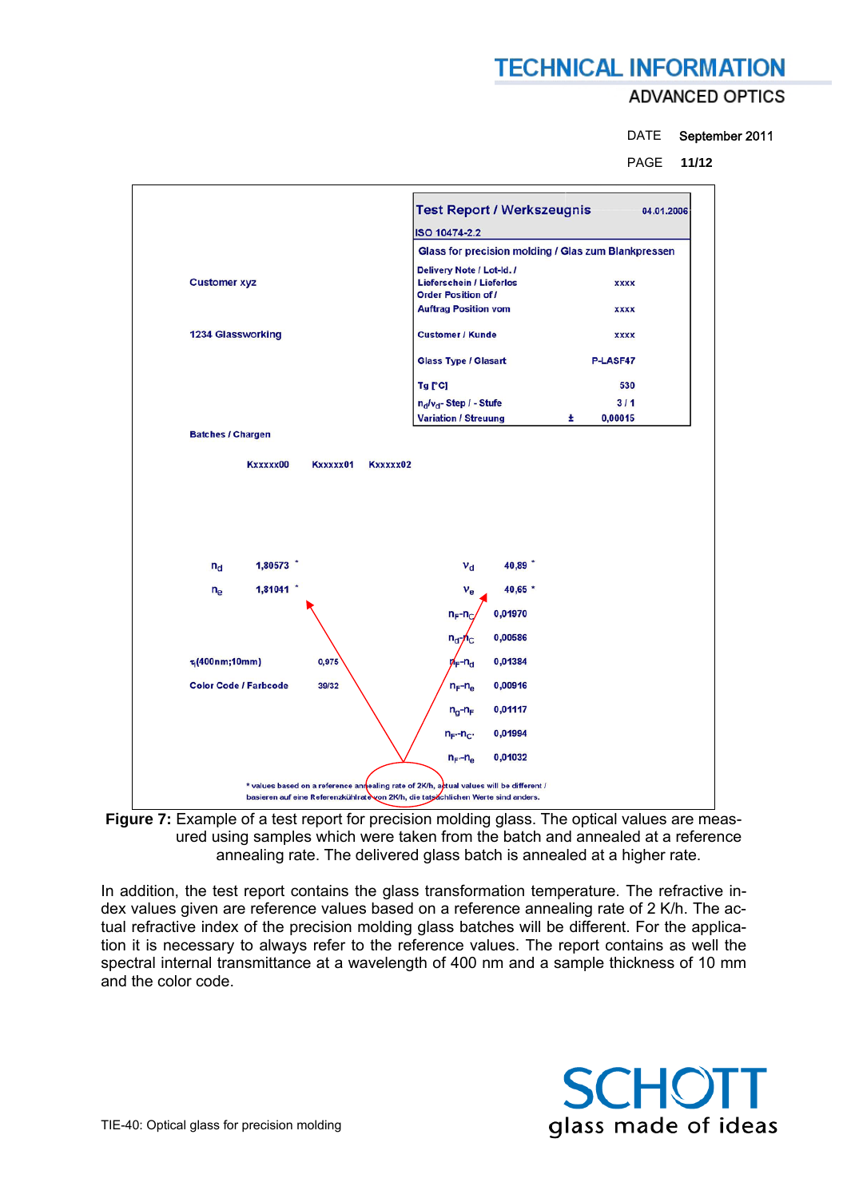| Test Report / Werkszeugnis | 04.01.2006 |
|---|---|
| ISO 10474-2.2 | |
| Glass for precision molding / Glas zum Blankpressen | |
| Delivery Note / Lot-Id. / Lieferschein / Lieferlos | xxxx |
| Order Position of / Auftrag Position vom | xxxx |
| Customer / Kunde | xxxx |
| Glass Type / Glasart | P-LASF47 |
| Tg [°C] | 530 |
| $n_d/\nu_d$- Step / - Stufe | 3 / 1 |
| Variation / Streuung | ± 0,00015 |

Customer xyz

1234 Glassworking

Batches / Chargen

Kxxxxx00 Kxxxxx01 Kxxxxx02

| | | | |
|---|---|---|---|
| $n_d$ | 1,80573 * | $\nu_d$ | 40,89 * |
| $n_e$ | 1,81041 * | $\nu_e$ | 40,65 * |
| | | $n_F$-$n_C$ | 0,01970 |
| | | $n_d$-$n_C$ | 0,00586 |
| $\tau_i$(400nm;10mm) | 0,975 | $n_F$-$n_d$ | 0,01384 |
| Color Code / Farbcode | 39/32 | $n_F$-$n_e$ | 0,00916 |
| | | $n_g$-$n_F$ | 0,01117 |
| | | $n_{F'}$-$n_{C'}$ | 0,01994 |
| | | $n_{F'}$-$n_e$ | 0,01032 |

\* values based on a reference annealing rate of 2K/h, actual values will be different / basieren auf eine Referenzkühlrate von 2K/h, die tatsächlichen Werte sind anders.

**Figure 7:** Example of a test report for precision molding glass. The optical values are measured using samples which were taken from the batch and annealed at a reference annealing rate. The delivered glass batch is annealed at a higher rate.

In addition, the test report contains the glass transformation temperature. The refractive index values given are reference values based on a reference annealing rate of 2 K/h. The actual refractive index of the precision molding glass batches will be different. For the application it is necessary to always refer to the reference values. The report contains as well the spectral internal transmittance at a wavelength of 400 nm and a sample thickness of 10 mm and the color code.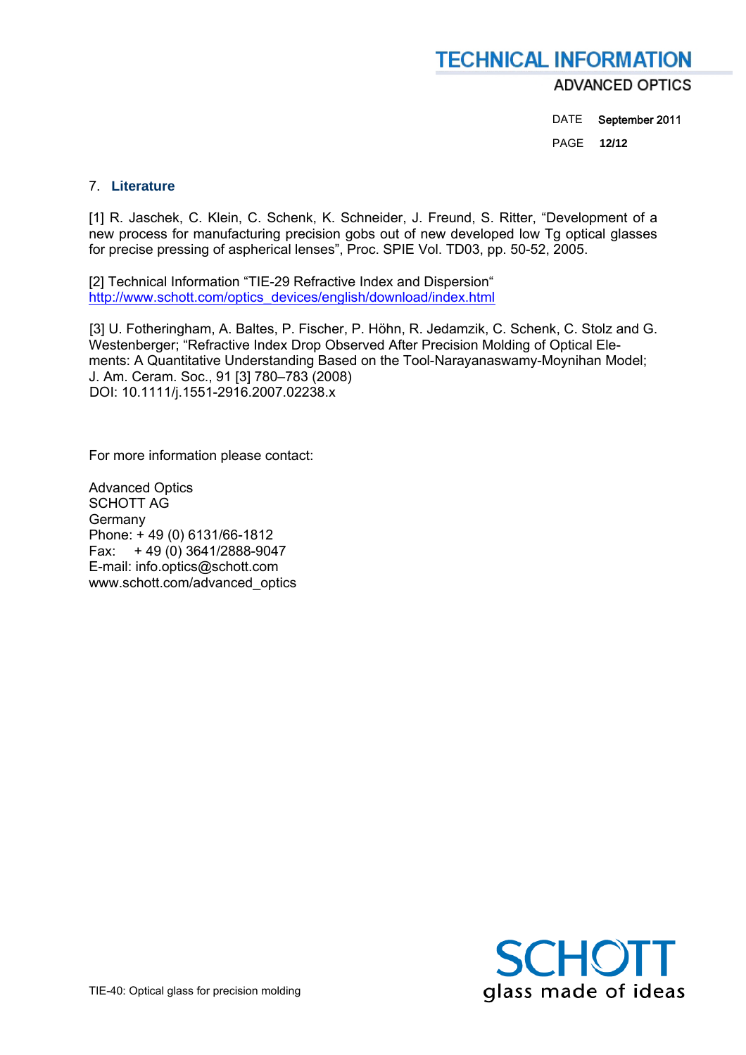## 7. Literature

[1] R. Jaschek, C. Klein, C. Schenk, K. Schneider, J. Freund, S. Ritter, "Development of a new process for manufacturing precision gobs out of new developed low Tg optical glasses for precise pressing of aspherical lenses", Proc. SPIE Vol. TD03, pp. 50-52, 2005.

[2] Technical Information "TIE-29 Refractive Index and Dispersion" http://www.schott.com/optics_devices/english/download/index.html

[3] U. Fotheringham, A. Baltes, P. Fischer, P. Höhn, R. Jedamzik, C. Schenk, C. Stolz and G. Westenberger; "Refractive Index Drop Observed After Precision Molding of Optical Elements: A Quantitative Understanding Based on the Tool-Narayanaswamy-Moynihan Model; J. Am. Ceram. Soc., 91 [3] 780–783 (2008)
DOI: 10.1111/j.1551-2916.2007.02238.x

For more information please contact:

Advanced Optics
SCHOTT AG
Germany
Phone: + 49 (0) 6131/66-1812
Fax: + 49 (0) 3641/2888-9047
E-mail: info.optics@schott.com
www.schott.com/advanced_optics